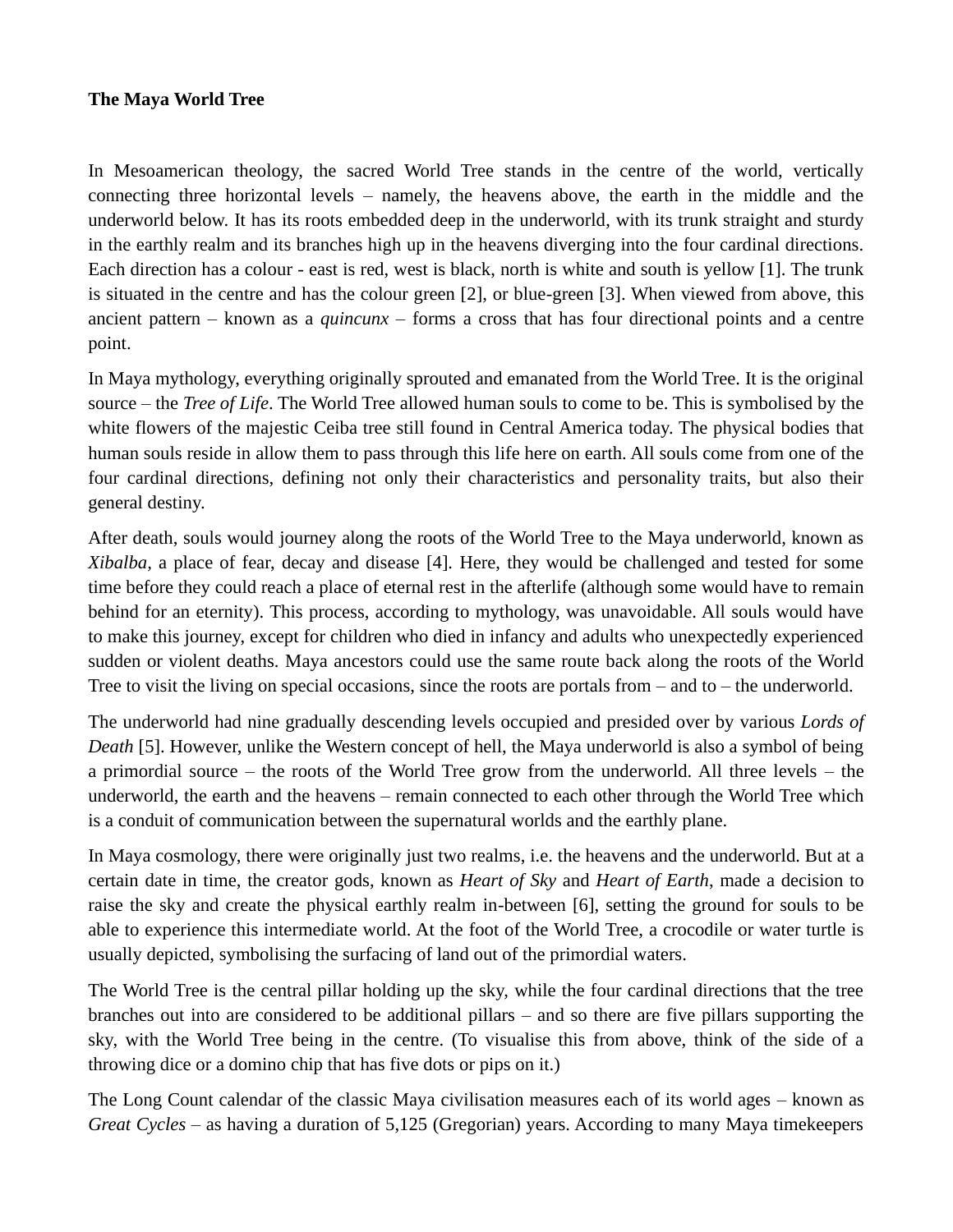**The Maya World Tree**

In Mesoamerican theology, the sacred World Tree stands in the centre of the world, vertically connecting three horizontal levels – namely, the heavens above, the earth in the middle and the underworld below. It has its roots embedded deep in the underworld, with its trunk straight and sturdy in the earthly realm and its branches high up in the heavens diverging into the four cardinal directions. Each direction has a colour - east is red, west is black, north is white and south is yellow [1]. The trunk is situated in the centre and has the colour green [2], or blue-green [3]. When viewed from above, this ancient pattern – known as a *quincunx* – forms a cross that has four directional points and a centre point.

In Maya mythology, everything originally sprouted and emanated from the World Tree. It is the original source – the *Tree of Life*. The World Tree allowed human souls to come to be. This is symbolised by the white flowers of the majestic Ceiba tree still found in Central America today. The physical bodies that human souls reside in allow them to pass through this life here on earth. All souls come from one of the four cardinal directions, defining not only their characteristics and personality traits, but also their general destiny.

After death, souls would journey along the roots of the World Tree to the Maya underworld, known as *Xibalba,* a place of fear, decay and disease [4]. Here, they would be challenged and tested for some time before they could reach a place of eternal rest in the afterlife (although some would have to remain behind for an eternity). This process, according to mythology, was unavoidable. All souls would have to make this journey, except for children who died in infancy and adults who unexpectedly experienced sudden or violent deaths. Maya ancestors could use the same route back along the roots of the World Tree to visit the living on special occasions, since the roots are portals from – and to – the underworld.

The underworld had nine gradually descending levels occupied and presided over by various *Lords of Death* [5]. However, unlike the Western concept of hell, the Maya underworld is also a symbol of being a primordial source – the roots of the World Tree grow from the underworld. All three levels – the underworld, the earth and the heavens – remain connected to each other through the World Tree which is a conduit of communication between the supernatural worlds and the earthly plane.

In Maya cosmology, there were originally just two realms, i.e. the heavens and the underworld. But at a certain date in time, the creator gods, known as *Heart of Sky* and *Heart of Earth*, made a decision to raise the sky and create the physical earthly realm in-between [6], setting the ground for souls to be able to experience this intermediate world. At the foot of the World Tree, a crocodile or water turtle is usually depicted, symbolising the surfacing of land out of the primordial waters.

The World Tree is the central pillar holding up the sky, while the four cardinal directions that the tree branches out into are considered to be additional pillars – and so there are five pillars supporting the sky, with the World Tree being in the centre. (To visualise this from above, think of the side of a throwing dice or a domino chip that has five dots or pips on it.)

The Long Count calendar of the classic Maya civilisation measures each of its world ages – known as *Great Cycles* – as having a duration of 5,125 (Gregorian) years. According to many Maya timekeepers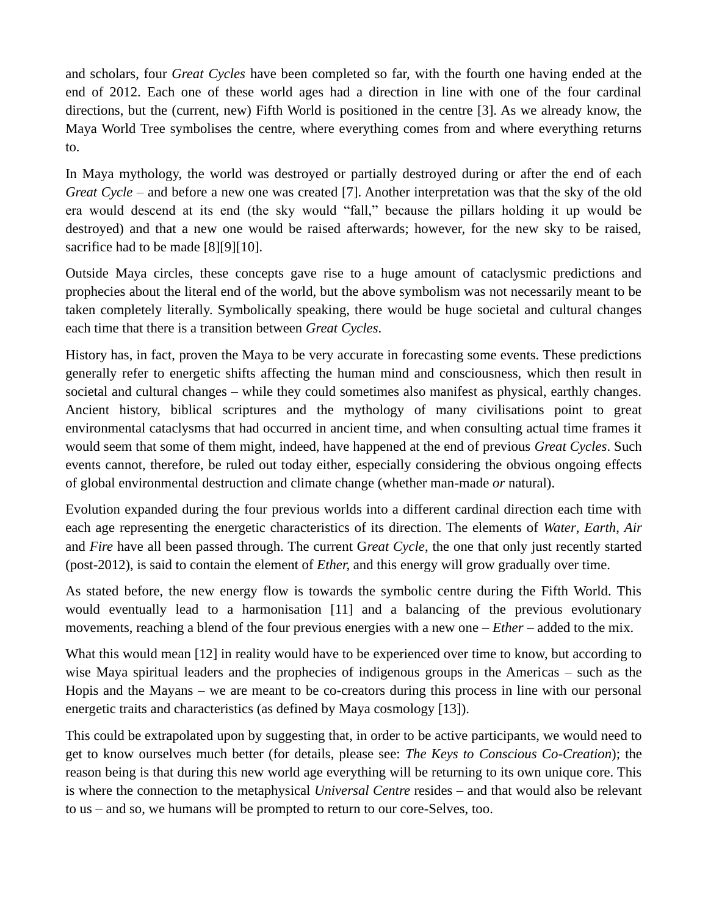and scholars, four *Great Cycles* have been completed so far, with the fourth one having ended at the end of 2012. Each one of these world ages had a direction in line with one of the four cardinal directions, but the (current, new) Fifth World is positioned in the centre [3]. As we already know, the Maya World Tree symbolises the centre, where everything comes from and where everything returns to.

In Maya mythology, the world was destroyed or partially destroyed during or after the end of each *Great Cycle* – and before a new one was created [7]. Another interpretation was that the sky of the old era would descend at its end (the sky would "fall," because the pillars holding it up would be destroyed) and that a new one would be raised afterwards; however, for the new sky to be raised, sacrifice had to be made [8][9][10].

Outside Maya circles, these concepts gave rise to a huge amount of cataclysmic predictions and prophecies about the literal end of the world, but the above symbolism was not necessarily meant to be taken completely literally. Symbolically speaking, there would be huge societal and cultural changes each time that there is a transition between *Great Cycles*.

History has, in fact, proven the Maya to be very accurate in forecasting some events. These predictions generally refer to energetic shifts affecting the human mind and consciousness, which then result in societal and cultural changes – while they could sometimes also manifest as physical, earthly changes. Ancient history, biblical scriptures and the mythology of many civilisations point to great environmental cataclysms that had occurred in ancient time, and when consulting actual time frames it would seem that some of them might, indeed, have happened at the end of previous *Great Cycles*. Such events cannot, therefore, be ruled out today either, especially considering the obvious ongoing effects of global environmental destruction and climate change (whether man-made *or* natural).

Evolution expanded during the four previous worlds into a different cardinal direction each time with each age representing the energetic characteristics of its direction. The elements of *Water*, *Earth*, *Air* and *Fire* have all been passed through. The current G*reat Cycle*, the one that only just recently started (post-2012), is said to contain the element of *Ether*, and this energy will grow gradually over time.

As stated before, the new energy flow is towards the symbolic centre during the Fifth World. This would eventually lead to a harmonisation [11] and a balancing of the previous evolutionary movements, reaching a blend of the four previous energies with a new one – *Ether* – added to the mix.

What this would mean [12] in reality would have to be experienced over time to know, but according to wise Maya spiritual leaders and the prophecies of indigenous groups in the Americas – such as the Hopis and the Mayans – we are meant to be co-creators during this process in line with our personal energetic traits and characteristics (as defined by Maya cosmology [13]).

This could be extrapolated upon by suggesting that, in order to be active participants, we would need to get to know ourselves much better (for details, please see: *The Keys to Conscious Co-Creation*); the reason being is that during this new world age everything will be returning to its own unique core. This is where the connection to the metaphysical *Universal Centre* resides – and that would also be relevant to us – and so, we humans will be prompted to return to our core-Selves, too.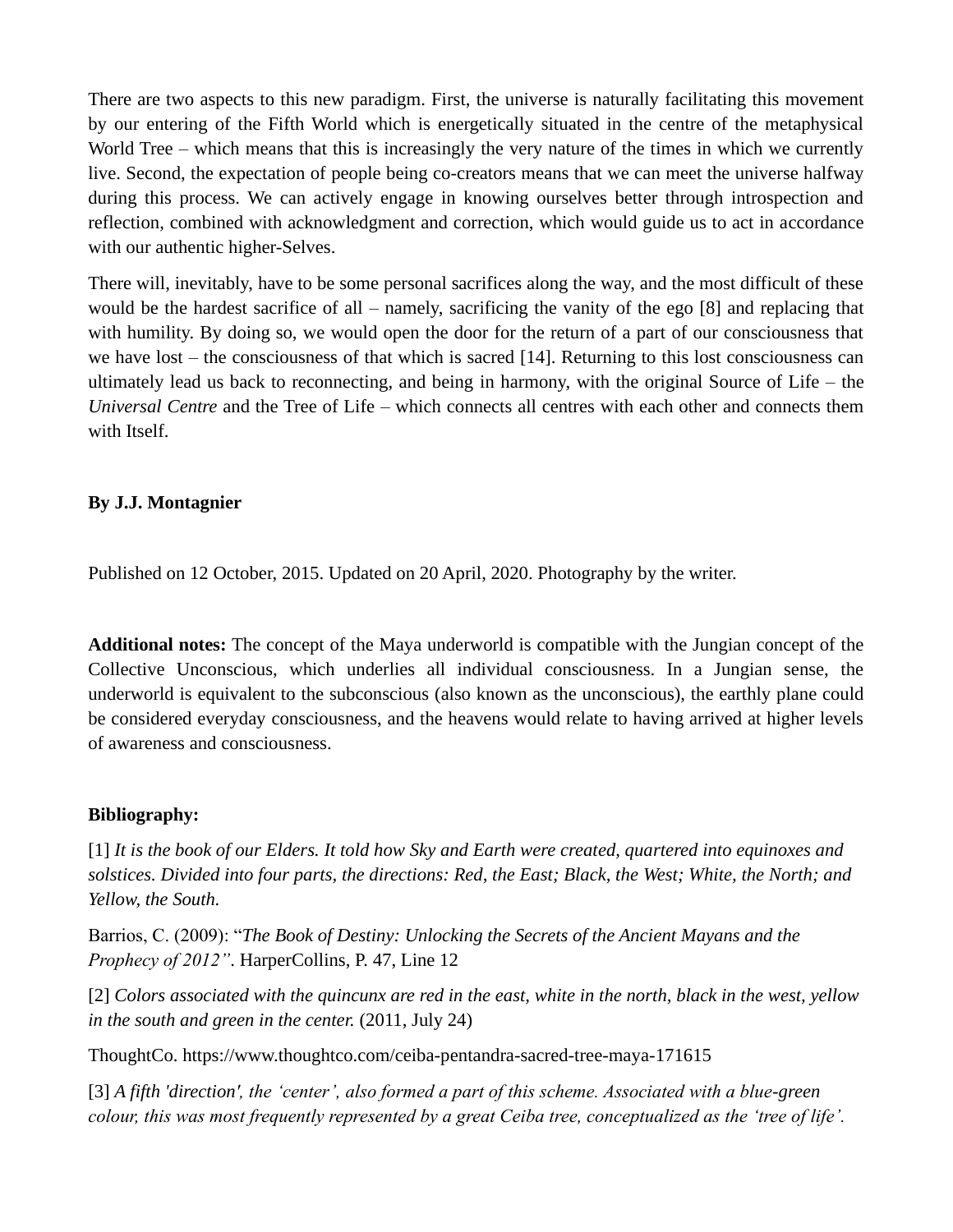There are two aspects to this new paradigm. First, the universe is naturally facilitating this movement by our entering of the Fifth World which is energetically situated in the centre of the metaphysical World Tree – which means that this is increasingly the very nature of the times in which we currently live. Second, the expectation of people being co-creators means that we can meet the universe halfway during this process. We can actively engage in knowing ourselves better through introspection and reflection, combined with acknowledgment and correction, which would guide us to act in accordance with our authentic higher-Selves.

There will, inevitably, have to be some personal sacrifices along the way, and the most difficult of these would be the hardest sacrifice of all – namely, sacrificing the vanity of the ego [8] and replacing that with humility. By doing so, we would open the door for the return of a part of our consciousness that we have lost – the consciousness of that which is sacred [14]. Returning to this lost consciousness can ultimately lead us back to reconnecting, and being in harmony, with the original Source of Life – the *Universal Centre* and the Tree of Life – which connects all centres with each other and connects them with Itself.

**By J.J. Montagnier**

Published on 12 October, 2015. Updated on 20 April, 2020. Photography by the writer.

**Additional notes:** The concept of the Maya underworld is compatible with the Jungian concept of the Collective Unconscious, which underlies all individual consciousness. In a Jungian sense, the underworld is equivalent to the subconscious (also known as the unconscious), the earthly plane could be considered everyday consciousness, and the heavens would relate to having arrived at higher levels of awareness and consciousness.

**Bibliography:**

[1] *It is the book of our Elders. It told how Sky and Earth were created, quartered into equinoxes and solstices. Divided into four parts, the directions: Red, the East; Black, the West; White, the North; and Yellow, the South.*

Barrios, C. (2009): "*The Book of Destiny: Unlocking the Secrets of the Ancient Mayans and the Prophecy of 2012"*. HarperCollins, P. 47, Line 12

[2] *Colors associated with the quincunx are red in the east, white in the north, black in the west, yellow in the south and green in the center.* (2011, July 24)

ThoughtCo. https://www.thoughtco.com/ceiba-pentandra-sacred-tree-maya-171615

[3] *A fifth 'direction', the 'center', also formed a part of this scheme. Associated with a blue-green colour, this was most frequently represented by a great Ceiba tree, conceptualized as the 'tree of life'.*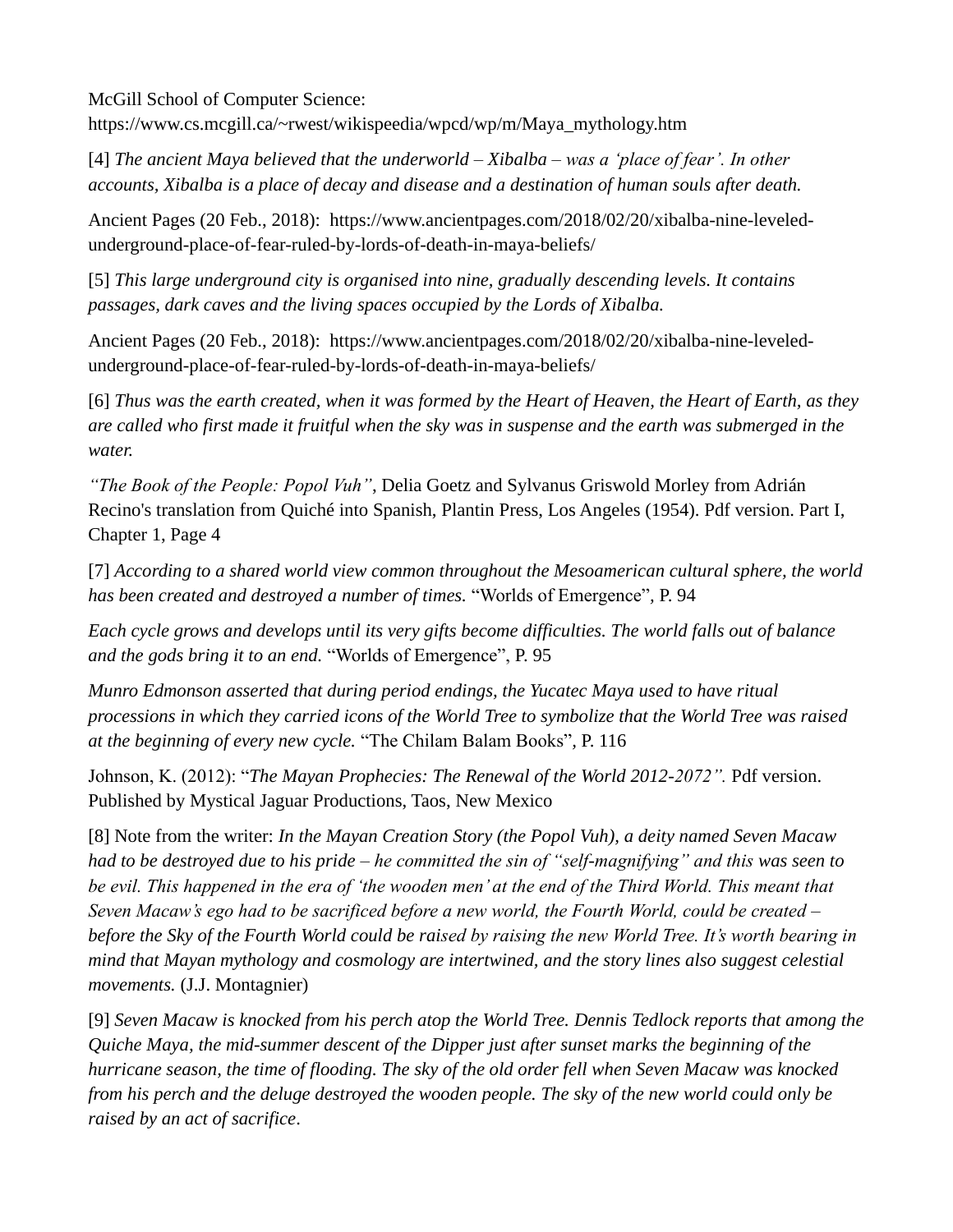McGill School of Computer Science: https://www.cs.mcgill.ca/~rwest/wikispeedia/wpcd/wp/m/Maya_mythology.htm

[4] *The ancient Maya believed that the underworld – Xibalba – was a 'place of fear'. In other accounts, Xibalba is a place of decay and disease and a destination of human souls after death.*

Ancient Pages (20 Feb., 2018): https://www.ancientpages.com/2018/02/20/xibalba-nine-leveled-underground-place-of-fear-ruled-by-lords-of-death-in-maya-beliefs/

[5] *This large underground city is organised into nine, gradually descending levels. It contains passages, dark caves and the living spaces occupied by the Lords of Xibalba.*

Ancient Pages (20 Feb., 2018): https://www.ancientpages.com/2018/02/20/xibalba-nine-leveled-underground-place-of-fear-ruled-by-lords-of-death-in-maya-beliefs/

[6] *Thus was the earth created, when it was formed by the Heart of Heaven, the Heart of Earth, as they are called who first made it fruitful when the sky was in suspense and the earth was submerged in the water.*

*"The Book of the People: Popol Vuh"*, Delia Goetz and Sylvanus Griswold Morley from Adrián Recino's translation from Quiché into Spanish, Plantin Press, Los Angeles (1954). Pdf version. Part I, Chapter 1, Page 4

[7] *According to a shared world view common throughout the Mesoamerican cultural sphere, the world has been created and destroyed a number of times.* "Worlds of Emergence", P. 94

*Each cycle grows and develops until its very gifts become difficulties. The world falls out of balance and the gods bring it to an end.* "Worlds of Emergence", P. 95

*Munro Edmonson asserted that during period endings, the Yucatec Maya used to have ritual processions in which they carried icons of the World Tree to symbolize that the World Tree was raised at the beginning of every new cycle.* "The Chilam Balam Books", P. 116

Johnson, K. (2012): "*The Mayan Prophecies: The Renewal of the World 2012-2072".* Pdf version. Published by Mystical Jaguar Productions, Taos, New Mexico

[8] Note from the writer: *In the Mayan Creation Story (the Popol Vuh), a deity named Seven Macaw had to be destroyed due to his pride – he committed the sin of "self-magnifying" and this was seen to be evil. This happened in the era of 'the wooden men' at the end of the Third World. This meant that Seven Macaw's ego had to be sacrificed before a new world, the Fourth World, could be created – before the Sky of the Fourth World could be raised by raising the new World Tree. It's worth bearing in mind that Mayan mythology and cosmology are intertwined, and the story lines also suggest celestial movements.* (J.J. Montagnier)

[9] *Seven Macaw is knocked from his perch atop the World Tree. Dennis Tedlock reports that among the Quiche Maya, the mid-summer descent of the Dipper just after sunset marks the beginning of the hurricane season, the time of flooding. The sky of the old order fell when Seven Macaw was knocked from his perch and the deluge destroyed the wooden people. The sky of the new world could only be raised by an act of sacrifice*.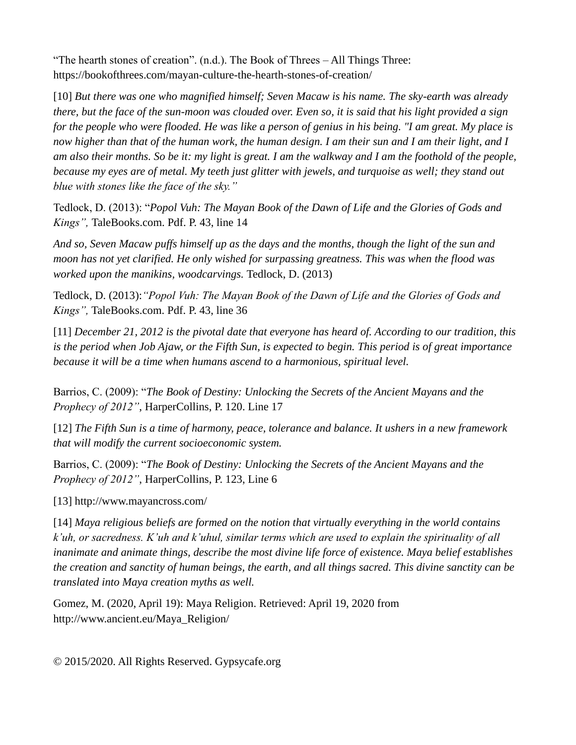"The hearth stones of creation". (n.d.). The Book of Threes – All Things Three: https://bookofthrees.com/mayan-culture-the-hearth-stones-of-creation/

[10] *But there was one who magnified himself; Seven Macaw is his name. The sky-earth was already there, but the face of the sun-moon was clouded over. Even so, it is said that his light provided a sign for the people who were flooded. He was like a person of genius in his being. "I am great. My place is now higher than that of the human work, the human design. I am their sun and I am their light, and I am also their months. So be it: my light is great. I am the walkway and I am the foothold of the people, because my eyes are of metal. My teeth just glitter with jewels, and turquoise as well; they stand out blue with stones like the face of the sky."*

Tedlock, D. (2013): "*Popol Vuh: The Mayan Book of the Dawn of Life and the Glories of Gods and Kings",* TaleBooks.com. Pdf. P. 43, line 14

*And so, Seven Macaw puffs himself up as the days and the months, though the light of the sun and moon has not yet clarified. He only wished for surpassing greatness. This was when the flood was worked upon the manikins, woodcarvings.* Tedlock, D. (2013)

Tedlock, D. (2013):*"Popol Vuh: The Mayan Book of the Dawn of Life and the Glories of Gods and Kings",* TaleBooks.com. Pdf. P. 43, line 36

[11] *December 21, 2012 is the pivotal date that everyone has heard of. According to our tradition, this is the period when Job Ajaw, or the Fifth Sun, is expected to begin. This period is of great importance because it will be a time when humans ascend to a harmonious, spiritual level.*

Barrios, C. (2009): "*The Book of Destiny: Unlocking the Secrets of the Ancient Mayans and the Prophecy of 2012"*, HarperCollins, P. 120. Line 17

[12] *The Fifth Sun is a time of harmony, peace, tolerance and balance. It ushers in a new framework that will modify the current socioeconomic system.*

Barrios, C. (2009): "*The Book of Destiny: Unlocking the Secrets of the Ancient Mayans and the Prophecy of 2012"*, HarperCollins, P. 123, Line 6

[13] http://www.mayancross.com/

[14] *Maya religious beliefs are formed on the notion that virtually everything in the world contains k'uh, or sacredness. K'uh and k'uhul, similar terms which are used to explain the spirituality of all inanimate and animate things, describe the most divine life force of existence. Maya belief establishes the creation and sanctity of human beings, the earth, and all things sacred. This divine sanctity can be translated into Maya creation myths as well.*

Gomez, M. (2020, April 19): Maya Religion. Retrieved: April 19, 2020 from http://www.ancient.eu/Maya_Religion/

© 2015/2020. All Rights Reserved. Gypsycafe.org